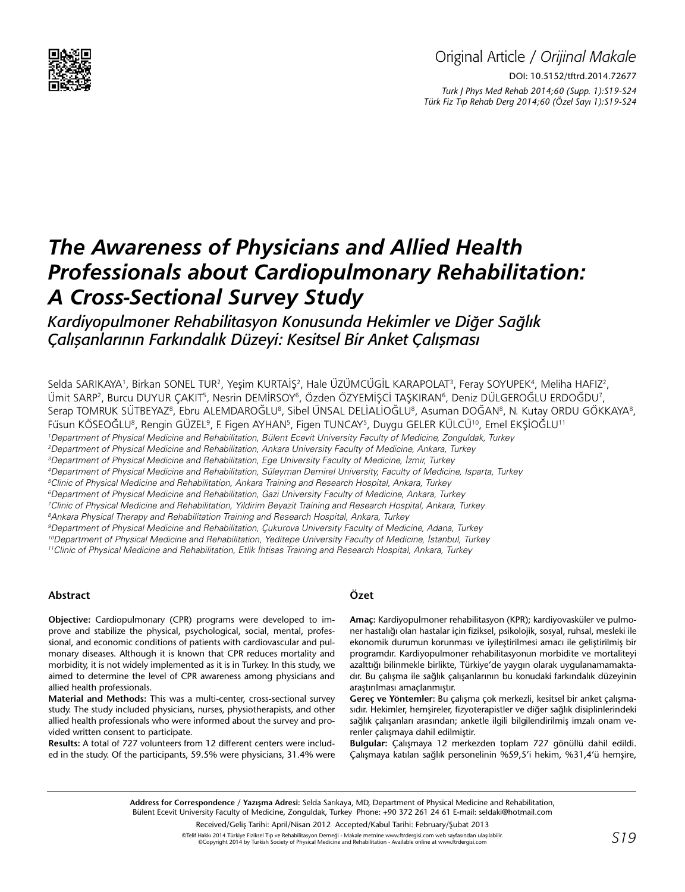Original Article / *Orijinal Makale*

DOI: 10.5152/tftrd.2014.72677

# The Awareness of Physicians and Allied Health Professionals about Cardiopulmonary Rehabilitation: A Cross-Sectional Survey Study

## *Kardiyopulmoner Rehabilitasyon Konusunda Hekimler ve Diğer Sağlık Çalışanlarının Farkındalık Düzeyi: Kesitsel Bir Anket Çalışması*

Selda SARIKAYA[1], Birkan SONEL TUR[2], Yeşim KURTAİŞ[2], Hale ÜZÜMCÜGİL KARAPOLAT[3], Feray SOYUPEK[4], Meliha HAFIZ[2], Ümit SARP[2], Burcu DUYUR ÇAKIT[5], Nesrin DEMİRSOY[6], Özden ÖZYEMİŞCİ TAŞKIRAN[6], Deniz DÜLGEROĞLU ERDOĞDU[7], Serap TOMRUK SÜTBEYAZ[8], Ebru ALEMDAROĞLU[8], Sibel ÜNSAL DELİALİOĞLU[8], Asuman DOĞAN[8], N. Kutay ORDU GÖKKAYA[8], Füsun KÖSEOĞLU[8], Rengin GÜZEL[9], F. Figen AYHAN[5], Figen TUNCAY[5], Duygu GELER KÜLCÜ[10], Emel EKŞİOĞLU[11]

*[1]Department of Physical Medicine and Rehabilitation, Bülent Ecevit University Faculty of Medicine, Zonguldak, Turkey*
*[2]Department of Physical Medicine and Rehabilitation, Ankara University Faculty of Medicine, Ankara, Turkey*
*[3]Department of Physical Medicine and Rehabilitation, Ege University Faculty of Medicine, İzmir, Turkey*
*[4]Department of Physical Medicine and Rehabilitation, Süleyman Demirel University, Faculty of Medicine, Isparta, Turkey*
*[5]Clinic of Physical Medicine and Rehabilitation, Ankara Training and Research Hospital, Ankara, Turkey*
*[6]Department of Physical Medicine and Rehabilitation, Gazi University Faculty of Medicine, Ankara, Turkey*
*[7]Clinic of Physical Medicine and Rehabilitation, Yildirim Beyazit Training and Research Hospital, Ankara, Turkey*
*[8]Ankara Physical Therapy and Rehabilitation Training and Research Hospital, Ankara, Turkey*
*[9]Department of Physical Medicine and Rehabilitation, Çukurova University Faculty of Medicine, Adana, Turkey*
*[10]Department of Physical Medicine and Rehabilitation, Yeditepe University Faculty of Medicine, İstanbul, Turkey*
*[11]Clinic of Physical Medicine and Rehabilitation, Etlik İhtisas Training and Research Hospital, Ankara, Turkey*

### Abstract

**Objective:** Cardiopulmonary (CPR) programs were developed to improve and stabilize the physical, psychological, social, mental, professional, and economic conditions of patients with cardiovascular and pulmonary diseases. Although it is known that CPR reduces mortality and morbidity, it is not widely implemented as it is in Turkey. In this study, we aimed to determine the level of CPR awareness among physicians and allied health professionals.

**Material and Methods:** This was a multi-center, cross-sectional survey study. The study included physicians, nurses, physiotherapists, and other allied health professionals who were informed about the survey and provided written consent to participate.

**Results:** A total of 727 volunteers from 12 different centers were included in the study. Of the participants, 59.5% were physicians, 31.4% were

### Özet

**Amaç:** Kardiyopulmoner rehabilitasyon (KPR); kardiyovasküler ve pulmoner hastalığı olan hastalar için fiziksel, psikolojik, sosyal, ruhsal, mesleki ile ekonomik durumun korunması ve iyileştirilmesi amacı ile geliştirilmiş bir programdır. Kardiyopulmoner rehabilitasyonun morbidite ve mortaliteyi azalttığı bilinmekle birlikte, Türkiye'de yaygın olarak uygulanamamaktadır. Bu çalışma ile sağlık çalışanlarının bu konudaki farkındalık düzeyinin araştırılması amaçlanmıştır.

**Gereç ve Yöntemler:** Bu çalışma çok merkezli, kesitsel bir anket çalışmasıdır. Hekimler, hemşireler, fizyoterapistler ve diğer sağlık disiplinlerindeki sağlık çalışanları arasından; anketle ilgili bilgilendirilmiş imzalı onam verenler çalışmaya dahil edilmiştir.

**Bulgular:** Çalışmaya 12 merkezden toplam 727 gönüllü dahil edildi. Çalışmaya katılan sağlık personelinin %59,5'i hekim, %31,4'ü hemşire,

---

**Address for Correspondence / Yazışma Adresi:** Selda Sarıkaya, MD, Department of Physical Medicine and Rehabilitation, Bülent Ecevit University Faculty of Medicine, Zonguldak, Turkey Phone: +90 372 261 24 61 E-mail: seldaki@hotmail.com

Received/Geliş Tarihi: April/Nisan 2012 Accepted/Kabul Tarihi: February/Şubat 2013

©Telif Hakkı 2014 Türkiye Fiziksel Tıp ve Rehabilitasyon Derneği - Makale metnine www.ftrdergisi.com web sayfasından ulaşılabilir.
©Copyright 2014 by Turkish Society of Physical Medicine and Rehabilitation - Available online at www.ftrdergisi.com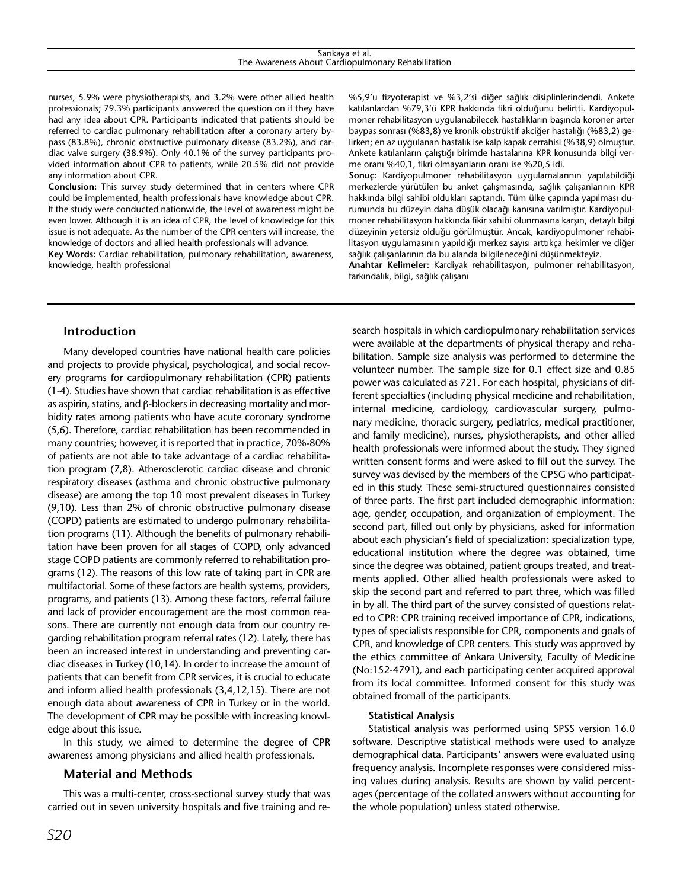nurses, 5.9% were physiotherapists, and 3.2% were other allied health professionals; 79.3% participants answered the question on if they have had any idea about CPR. Participants indicated that patients should be referred to cardiac pulmonary rehabilitation after a coronary artery bypass (83.8%), chronic obstructive pulmonary disease (83.2%), and cardiac valve surgery (38.9%). Only 40.1% of the survey participants provided information about CPR to patients, while 20.5% did not provide any information about CPR.

**Conclusion:** This survey study determined that in centers where CPR could be implemented, health professionals have knowledge about CPR. If the study were conducted nationwide, the level of awareness might be even lower. Although it is an idea of CPR, the level of knowledge for this issue is not adequate. As the number of the CPR centers will increase, the knowledge of doctors and allied health professionals will advance.

**Key Words:** Cardiac rehabilitation, pulmonary rehabilitation, awareness, knowledge, health professional

%5,9'u fizyoterapist ve %3,2'si diğer sağlık disiplinlerindendi. Ankete katılanlardan %79,3'ü KPR hakkında fikri olduğunu belirtti. Kardiyopulmoner rehabilitasyon uygulanabilecek hastalıkların başında koroner arter baypas sonrası (%83,8) ve kronik obstrüktif akciğer hastalığı (%83,2) gelirken; en az uygulanan hastalık ise kalp kapak cerrahisi (%38,9) olmuştur. Ankete katılanların çalıştığı birimde hastalarına KPR konusunda bilgi verme oranı %40,1, fikri olmayanların oranı ise %20,5 idi.

**Sonuç:** Kardiyopulmoner rehabilitasyon uygulamalarının yapılabildiği merkezlerde yürütülen bu anket çalışmasında, sağlık çalışanlarının KPR hakkında bilgi sahibi oldukları saptandı. Tüm ülke çapında yapılması durumunda bu düzeyin daha düşük olacağı kanısına varılmıştır. Kardiyopulmoner rehabilitasyon hakkında fikir sahibi olunmasına karşın, detaylı bilgi düzeyinin yetersiz olduğu görülmüştür. Ancak, kardiyopulmoner rehabilitasyon uygulamasının yapıldığı merkez sayısı arttıkça hekimler ve diğer sağlık çalışanlarının da bu alanda bilgileneceğini düşünmekteyiz.

**Anahtar Kelimeler:** Kardiyak rehabilitasyon, pulmoner rehabilitasyon, farkındalık, bilgi, sağlık çalışanı

## Introduction

Many developed countries have national health care policies and projects to provide physical, psychological, and social recovery programs for cardiopulmonary rehabilitation (CPR) patients (1-4). Studies have shown that cardiac rehabilitation is as effective as aspirin, statins, and β-blockers in decreasing mortality and morbidity rates among patients who have acute coronary syndrome (5,6). Therefore, cardiac rehabilitation has been recommended in many countries; however, it is reported that in practice, 70%-80% of patients are not able to take advantage of a cardiac rehabilitation program (7,8). Atherosclerotic cardiac disease and chronic respiratory diseases (asthma and chronic obstructive pulmonary disease) are among the top 10 most prevalent diseases in Turkey (9,10). Less than 2% of chronic obstructive pulmonary disease (COPD) patients are estimated to undergo pulmonary rehabilitation programs (11). Although the benefits of pulmonary rehabilitation have been proven for all stages of COPD, only advanced stage COPD patients are commonly referred to rehabilitation programs (12). The reasons of this low rate of taking part in CPR are multifactorial. Some of these factors are health systems, providers, programs, and patients (13). Among these factors, referral failure and lack of provider encouragement are the most common reasons. There are currently not enough data from our country regarding rehabilitation program referral rates (12). Lately, there has been an increased interest in understanding and preventing cardiac diseases in Turkey (10,14). In order to increase the amount of patients that can benefit from CPR services, it is crucial to educate and inform allied health professionals (3,4,12,15). There are not enough data about awareness of CPR in Turkey or in the world. The development of CPR may be possible with increasing knowledge about this issue.

In this study, we aimed to determine the degree of CPR awareness among physicians and allied health professionals.

## Material and Methods

This was a multi-center, cross-sectional survey study that was carried out in seven university hospitals and five training and research hospitals in which cardiopulmonary rehabilitation services were available at the departments of physical therapy and rehabilitation. Sample size analysis was performed to determine the volunteer number. The sample size for 0.1 effect size and 0.85 power was calculated as 721. For each hospital, physicians of different specialties (including physical medicine and rehabilitation, internal medicine, cardiology, cardiovascular surgery, pulmonary medicine, thoracic surgery, pediatrics, medical practitioner, and family medicine), nurses, physiotherapists, and other allied health professionals were informed about the study. They signed written consent forms and were asked to fill out the survey. The survey was devised by the members of the CPSG who participated in this study. These semi-structured questionnaires consisted of three parts. The first part included demographic information: age, gender, occupation, and organization of employment. The second part, filled out only by physicians, asked for information about each physician's field of specialization: specialization type, educational institution where the degree was obtained, time since the degree was obtained, patient groups treated, and treatments applied. Other allied health professionals were asked to skip the second part and referred to part three, which was filled in by all. The third part of the survey consisted of questions related to CPR: CPR training received importance of CPR, indications, types of specialists responsible for CPR, components and goals of CPR, and knowledge of CPR centers. This study was approved by the ethics committee of Ankara University, Faculty of Medicine (No:152-4791), and each participating center acquired approval from its local committee. Informed consent for this study was obtained fromall of the participants.

### Statistical Analysis

Statistical analysis was performed using SPSS version 16.0 software. Descriptive statistical methods were used to analyze demographical data. Participants' answers were evaluated using frequency analysis. Incomplete responses were considered missing values during analysis. Results are shown by valid percentages (percentage of the collated answers without accounting for the whole population) unless stated otherwise.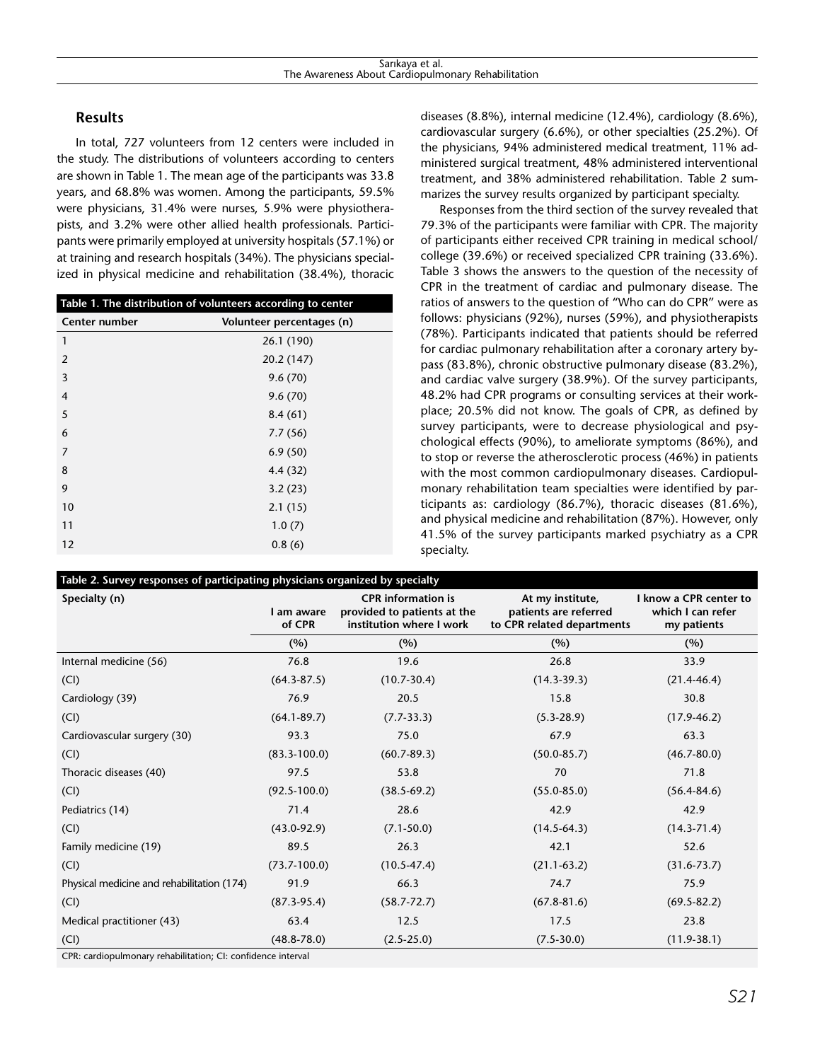## Results

In total, 727 volunteers from 12 centers were included in the study. The distributions of volunteers according to centers are shown in Table 1. The mean age of the participants was 33.8 years, and 68.8% was women. Among the participants, 59.5% were physicians, 31.4% were nurses, 5.9% were physiotherapists, and 3.2% were other allied health professionals. Participants were primarily employed at university hospitals (57.1%) or at training and research hospitals (34%). The physicians specialized in physical medicine and rehabilitation (38.4%), thoracic diseases (8.8%), internal medicine (12.4%), cardiology (8.6%), cardiovascular surgery (6.6%), or other specialties (25.2%). Of the physicians, 94% administered medical treatment, 11% administered surgical treatment, 48% administered interventional treatment, and 38% administered rehabilitation. Table 2 summarizes the survey results organized by participant specialty.

**Table 1. The distribution of volunteers according to center**

| Center number | Volunteer percentages (n) |
|---|---|
| 1 | 26.1 (190) |
| 2 | 20.2 (147) |
| 3 | 9.6 (70) |
| 4 | 9.6 (70) |
| 5 | 8.4 (61) |
| 6 | 7.7 (56) |
| 7 | 6.9 (50) |
| 8 | 4.4 (32) |
| 9 | 3.2 (23) |
| 10 | 2.1 (15) |
| 11 | 1.0 (7) |
| 12 | 0.8 (6) |

Responses from the third section of the survey revealed that 79.3% of the participants were familiar with CPR. The majority of participants either received CPR training in medical school/college (39.6%) or received specialized CPR training (33.6%). Table 3 shows the answers to the question of the necessity of CPR in the treatment of cardiac and pulmonary disease. The ratios of answers to the question of "Who can do CPR" were as follows: physicians (92%), nurses (59%), and physiotherapists (78%). Participants indicated that patients should be referred for cardiac pulmonary rehabilitation after a coronary artery bypass (83.8%), chronic obstructive pulmonary disease (83.2%), and cardiac valve surgery (38.9%). Of the survey participants, 48.2% had CPR programs or consulting services at their workplace; 20.5% did not know. The goals of CPR, as defined by survey participants, were to decrease physiological and psychological effects (90%), to ameliorate symptoms (86%), and to stop or reverse the atherosclerotic process (46%) in patients with the most common cardiopulmonary diseases. Cardiopulmonary rehabilitation team specialties were identified by participants as: cardiology (86.7%), thoracic diseases (81.6%), and physical medicine and rehabilitation (87%). However, only 41.5% of the survey participants marked psychiatry as a CPR specialty.

**Table 2. Survey responses of participating physicians organized by specialty**

| Specialty (n) | I am aware of CPR | CPR information is provided to patients at the institution where I work | At my institute, patients are referred to CPR related departments | I know a CPR center to which I can refer my patients |
|---|---|---|---|---|
| | (%) | (%) | (%) | (%) |
| Internal medicine (56) | 76.8 | 19.6 | 26.8 | 33.9 |
| (CI) | (64.3-87.5) | (10.7-30.4) | (14.3-39.3) | (21.4-46.4) |
| Cardiology (39) | 76.9 | 20.5 | 15.8 | 30.8 |
| (CI) | (64.1-89.7) | (7.7-33.3) | (5.3-28.9) | (17.9-46.2) |
| Cardiovascular surgery (30) | 93.3 | 75.0 | 67.9 | 63.3 |
| (CI) | (83.3-100.0) | (60.7-89.3) | (50.0-85.7) | (46.7-80.0) |
| Thoracic diseases (40) | 97.5 | 53.8 | 70 | 71.8 |
| (CI) | (92.5-100.0) | (38.5-69.2) | (55.0-85.0) | (56.4-84.6) |
| Pediatrics (14) | 71.4 | 28.6 | 42.9 | 42.9 |
| (CI) | (43.0-92.9) | (7.1-50.0) | (14.5-64.3) | (14.3-71.4) |
| Family medicine (19) | 89.5 | 26.3 | 42.1 | 52.6 |
| (CI) | (73.7-100.0) | (10.5-47.4) | (21.1-63.2) | (31.6-73.7) |
| Physical medicine and rehabilitation (174) | 91.9 | 66.3 | 74.7 | 75.9 |
| (CI) | (87.3-95.4) | (58.7-72.7) | (67.8-81.6) | (69.5-82.2) |
| Medical practitioner (43) | 63.4 | 12.5 | 17.5 | 23.8 |
| (CI) | (48.8-78.0) | (2.5-25.0) | (7.5-30.0) | (11.9-38.1) |

CPR: cardiopulmonary rehabilitation; CI: confidence interval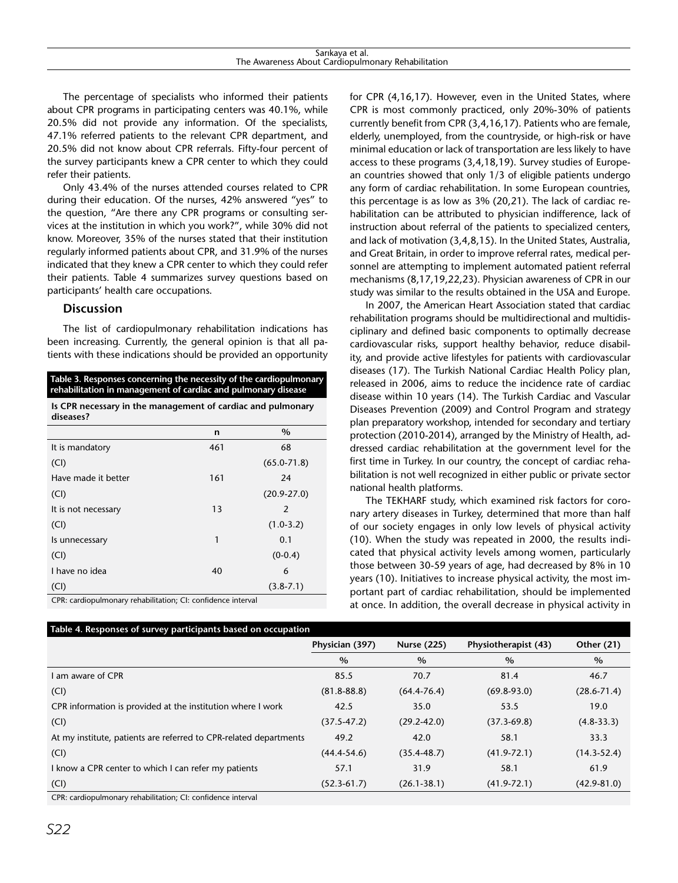The percentage of specialists who informed their patients about CPR programs in participating centers was 40.1%, while 20.5% did not provide any information. Of the specialists, 47.1% referred patients to the relevant CPR department, and 20.5% did not know about CPR referrals. Fifty-four percent of the survey participants knew a CPR center to which they could refer their patients.

Only 43.4% of the nurses attended courses related to CPR during their education. Of the nurses, 42% answered "yes" to the question, "Are there any CPR programs or consulting services at the institution in which you work?", while 30% did not know. Moreover, 35% of the nurses stated that their institution regularly informed patients about CPR, and 31.9% of the nurses indicated that they knew a CPR center to which they could refer their patients. Table 4 summarizes survey questions based on participants' health care occupations.

## Discussion

The list of cardiopulmonary rehabilitation indications has been increasing. Currently, the general opinion is that all patients with these indications should be provided an opportunity for CPR (4,16,17). However, even in the United States, where CPR is most commonly practiced, only 20%-30% of patients currently benefit from CPR (3,4,16,17). Patients who are female, elderly, unemployed, from the countryside, or high-risk or have minimal education or lack of transportation are less likely to have access to these programs (3,4,18,19). Survey studies of European countries showed that only 1/3 of eligible patients undergo any form of cardiac rehabilitation. In some European countries, this percentage is as low as 3% (20,21). The lack of cardiac rehabilitation can be attributed to physician indifference, lack of instruction about referral of the patients to specialized centers, and lack of motivation (3,4,8,15). In the United States, Australia, and Great Britain, in order to improve referral rates, medical personnel are attempting to implement automated patient referral mechanisms (8,17,19,22,23). Physician awareness of CPR in our study was similar to the results obtained in the USA and Europe.

In 2007, the American Heart Association stated that cardiac rehabilitation programs should be multidirectional and multidisciplinary and defined basic components to optimally decrease cardiovascular risks, support healthy behavior, reduce disability, and provide active lifestyles for patients with cardiovascular diseases (17). The Turkish National Cardiac Health Policy plan, released in 2006, aims to reduce the incidence rate of cardiac disease within 10 years (14). The Turkish Cardiac and Vascular Diseases Prevention (2009) and Control Program and strategy plan preparatory workshop, intended for secondary and tertiary protection (2010-2014), arranged by the Ministry of Health, addressed cardiac rehabilitation at the government level for the first time in Turkey. In our country, the concept of cardiac rehabilitation is not well recognized in either public or private sector national health platforms.

The TEKHARF study, which examined risk factors for coronary artery diseases in Turkey, determined that more than half of our society engages in only low levels of physical activity (10). When the study was repeated in 2000, the results indicated that physical activity levels among women, particularly those between 30-59 years of age, had decreased by 8% in 10 years (10). Initiatives to increase physical activity, the most important part of cardiac rehabilitation, should be implemented at once. In addition, the overall decrease in physical activity in

**Table 3. Responses concerning the necessity of the cardiopulmonary rehabilitation in management of cardiac and pulmonary disease**

| Is CPR necessary in the management of cardiac and pulmonary diseases? | n | % |
|---|---|---|
| It is mandatory | 461 | 68 |
| (CI) | | (65.0-71.8) |
| Have made it better | 161 | 24 |
| (CI) | | (20.9-27.0) |
| It is not necessary | 13 | 2 |
| (CI) | | (1.0-3.2) |
| Is unnecessary | 1 | 0.1 |
| (CI) | | (0-0.4) |
| I have no idea | 40 | 6 |
| (CI) | | (3.8-7.1) |

CPR: cardiopulmonary rehabilitation; CI: confidence interval

**Table 4. Responses of survey participants based on occupation**

| | Physician (397) | Nurse (225) | Physiotherapist (43) | Other (21) |
|---|---|---|---|---|
| | % | % | % | % |
| I am aware of CPR | 85.5 | 70.7 | 81.4 | 46.7 |
| (CI) | (81.8-88.8) | (64.4-76.4) | (69.8-93.0) | (28.6-71.4) |
| CPR information is provided at the institution where I work | 42.5 | 35.0 | 53.5 | 19.0 |
| (CI) | (37.5-47.2) | (29.2-42.0) | (37.3-69.8) | (4.8-33.3) |
| At my institute, patients are referred to CPR-related departments | 49.2 | 42.0 | 58.1 | 33.3 |
| (CI) | (44.4-54.6) | (35.4-48.7) | (41.9-72.1) | (14.3-52.4) |
| I know a CPR center to which I can refer my patients | 57.1 | 31.9 | 58.1 | 61.9 |
| (CI) | (52.3-61.7) | (26.1-38.1) | (41.9-72.1) | (42.9-81.0) |

CPR: cardiopulmonary rehabilitation; CI: confidence interval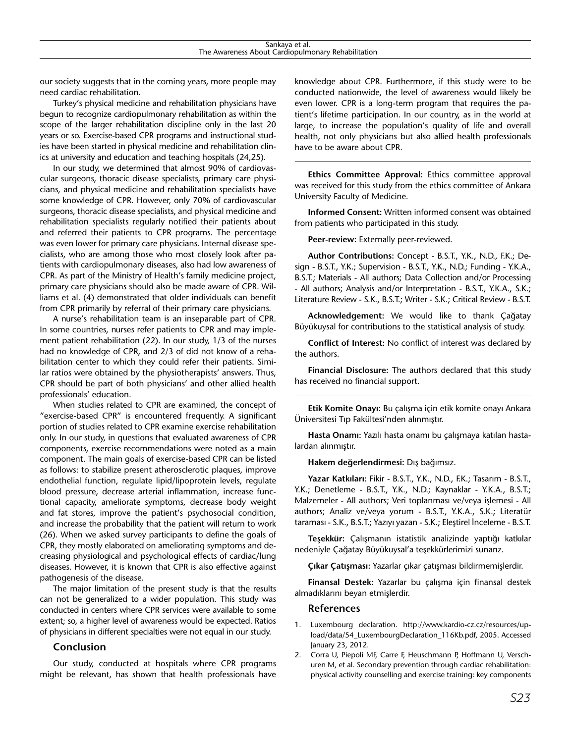our society suggests that in the coming years, more people may need cardiac rehabilitation.

Turkey's physical medicine and rehabilitation physicians have begun to recognize cardiopulmonary rehabilitation as within the scope of the larger rehabilitation discipline only in the last 20 years or so. Exercise-based CPR programs and instructional studies have been started in physical medicine and rehabilitation clinics at university and education and teaching hospitals (24,25).

In our study, we determined that almost 90% of cardiovascular surgeons, thoracic disease specialists, primary care physicians, and physical medicine and rehabilitation specialists have some knowledge of CPR. However, only 70% of cardiovascular surgeons, thoracic disease specialists, and physical medicine and rehabilitation specialists regularly notified their patients about and referred their patients to CPR programs. The percentage was even lower for primary care physicians. Internal disease specialists, who are among those who most closely look after patients with cardiopulmonary diseases, also had low awareness of CPR. As part of the Ministry of Health's family medicine project, primary care physicians should also be made aware of CPR. Williams et al. (4) demonstrated that older individuals can benefit from CPR primarily by referral of their primary care physicians.

A nurse's rehabilitation team is an inseparable part of CPR. In some countries, nurses refer patients to CPR and may implement patient rehabilitation (22). In our study, 1/3 of the nurses had no knowledge of CPR, and 2/3 of did not know of a rehabilitation center to which they could refer their patients. Similar ratios were obtained by the physiotherapists' answers. Thus, CPR should be part of both physicians' and other allied health professionals' education.

When studies related to CPR are examined, the concept of "exercise-based CPR" is encountered frequently. A significant portion of studies related to CPR examine exercise rehabilitation only. In our study, in questions that evaluated awareness of CPR components, exercise recommendations were noted as a main component. The main goals of exercise-based CPR can be listed as follows: to stabilize present atherosclerotic plaques, improve endothelial function, regulate lipid/lipoprotein levels, regulate blood pressure, decrease arterial inflammation, increase functional capacity, ameliorate symptoms, decrease body weight and fat stores, improve the patient's psychosocial condition, and increase the probability that the patient will return to work (26). When we asked survey participants to define the goals of CPR, they mostly elaborated on ameliorating symptoms and decreasing physiological and psychological effects of cardiac/lung diseases. However, it is known that CPR is also effective against pathogenesis of the disease.

The major limitation of the present study is that the results can not be generalized to a wider population. This study was conducted in centers where CPR services were available to some extent; so, a higher level of awareness would be expected. Ratios of physicians in different specialties were not equal in our study.

## Conclusion

Our study, conducted at hospitals where CPR programs might be relevant, has shown that health professionals have knowledge about CPR. Furthermore, if this study were to be conducted nationwide, the level of awareness would likely be even lower. CPR is a long-term program that requires the patient's lifetime participation. In our country, as in the world at large, to increase the population's quality of life and overall health, not only physicians but also allied health professionals have to be aware about CPR.

---

**Ethics Committee Approval:** Ethics committee approval was received for this study from the ethics committee of Ankara University Faculty of Medicine.

**Informed Consent:** Written informed consent was obtained from patients who participated in this study.

**Peer-review:** Externally peer-reviewed.

**Author Contributions:** Concept - B.S.T., Y.K., N.D., F.K.; Design - B.S.T., Y.K.; Supervision - B.S.T., Y.K., N.D.; Funding - Y.K.A., B.S.T.; Materials - All authors; Data Collection and/or Processing - All authors; Analysis and/or Interpretation - B.S.T., Y.K.A., S.K.; Literature Review - S.K., B.S.T.; Writer - S.K.; Critical Review - B.S.T.

**Acknowledgement:** We would like to thank Çağatay Büyükuysal for contributions to the statistical analysis of study.

**Conflict of Interest:** No conflict of interest was declared by the authors.

**Financial Disclosure:** The authors declared that this study has received no financial support.

---

**Etik Komite Onayı:** Bu çalışma için etik komite onayı Ankara Üniversitesi Tıp Fakültesi'nden alınmıştır.

**Hasta Onamı:** Yazılı hasta onamı bu çalışmaya katılan hastalardan alınmıştır.

**Hakem değerlendirmesi:** Dış bağımsız.

**Yazar Katkıları:** Fikir - B.S.T., Y.K., N.D., F.K.; Tasarım - B.S.T., Y.K.; Denetleme - B.S.T., Y.K., N.D.; Kaynaklar - Y.K.A., B.S.T.; Malzemeler - All authors; Veri toplanması ve/veya işlemesi - All authors; Analiz ve/veya yorum - B.S.T., Y.K.A., S.K.; Literatür taraması - S.K., B.S.T.; Yazıyı yazan - S.K.; Eleştirel İnceleme - B.S.T.

**Teşekkür:** Çalışmanın istatistik analizinde yaptığı katkılar nedeniyle Çağatay Büyükuysal'a teşekkürlerimizi sunarız.

**Çıkar Çatışması:** Yazarlar çıkar çatışması bildirmemişlerdir.

**Finansal Destek:** Yazarlar bu çalışma için finansal destek almadıklarını beyan etmişlerdir.

## References

1. Luxembourg declaration. http://www.kardio-cz.cz/resources/upload/data/54_LuxembourgDeclaration_116Kb.pdf, 2005. Accessed January 23, 2012.
2. Corra U, Piepoli MF, Carre F, Heuschmann P, Hoffmann U, Verschuren M, et al. Secondary prevention through cardiac rehabilitation: physical activity counselling and exercise training: key components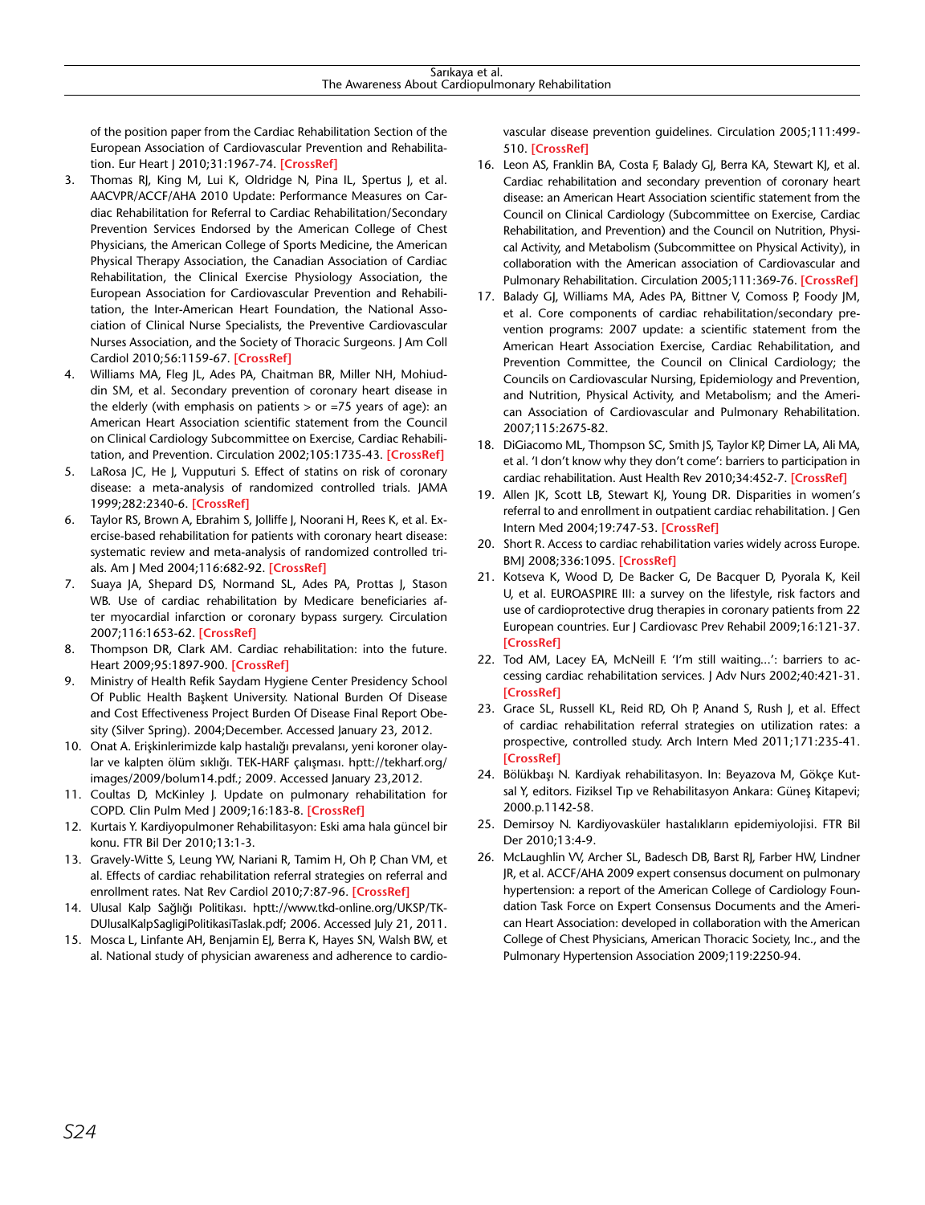of the position paper from the Cardiac Rehabilitation Section of the European Association of Cardiovascular Prevention and Rehabilitation. Eur Heart J 2010;31:1967-74. [CrossRef]

3. Thomas RJ, King M, Lui K, Oldridge N, Pina IL, Spertus J, et al. AACVPR/ACCF/AHA 2010 Update: Performance Measures on Cardiac Rehabilitation for Referral to Cardiac Rehabilitation/Secondary Prevention Services Endorsed by the American College of Chest Physicians, the American College of Sports Medicine, the American Physical Therapy Association, the Canadian Association of Cardiac Rehabilitation, the Clinical Exercise Physiology Association, the European Association for Cardiovascular Prevention and Rehabilitation, the Inter-American Heart Foundation, the National Association of Clinical Nurse Specialists, the Preventive Cardiovascular Nurses Association, and the Society of Thoracic Surgeons. J Am Coll Cardiol 2010;56:1159-67. [CrossRef]
4. Williams MA, Fleg JL, Ades PA, Chaitman BR, Miller NH, Mohiuddin SM, et al. Secondary prevention of coronary heart disease in the elderly (with emphasis on patients > or =75 years of age): an American Heart Association scientific statement from the Council on Clinical Cardiology Subcommittee on Exercise, Cardiac Rehabilitation, and Prevention. Circulation 2002;105:1735-43. [CrossRef]
5. LaRosa JC, He J, Vupputuri S. Effect of statins on risk of coronary disease: a meta-analysis of randomized controlled trials. JAMA 1999;282:2340-6. [CrossRef]
6. Taylor RS, Brown A, Ebrahim S, Jolliffe J, Noorani H, Rees K, et al. Exercise-based rehabilitation for patients with coronary heart disease: systematic review and meta-analysis of randomized controlled trials. Am J Med 2004;116:682-92. [CrossRef]
7. Suaya JA, Shepard DS, Normand SL, Ades PA, Prottas J, Stason WB. Use of cardiac rehabilitation by Medicare beneficiaries after myocardial infarction or coronary bypass surgery. Circulation 2007;116:1653-62. [CrossRef]
8. Thompson DR, Clark AM. Cardiac rehabilitation: into the future. Heart 2009;95:1897-900. [CrossRef]
9. Ministry of Health Refik Saydam Hygiene Center Presidency School Of Public Health Başkent University. National Burden Of Disease and Cost Effectiveness Project Burden Of Disease Final Report Obesity (Silver Spring). 2004;December. Accessed January 23, 2012.
10. Onat A. Erişkinlerimizde kalp hastalığı prevalansı, yeni koroner olaylar ve kalpten ölüm sıklığı. TEK-HARF çalışması. hptt://tekharf.org/images/2009/bolum14.pdf.; 2009. Accessed January 23,2012.
11. Coultas D, McKinley J. Update on pulmonary rehabilitation for COPD. Clin Pulm Med J 2009;16:183-8. [CrossRef]
12. Kurtais Y. Kardiyopulmoner Rehabilitasyon: Eski ama hala güncel bir konu. FTR Bil Der 2010;13:1-3.
13. Gravely-Witte S, Leung YW, Nariani R, Tamim H, Oh P, Chan VM, et al. Effects of cardiac rehabilitation referral strategies on referral and enrollment rates. Nat Rev Cardiol 2010;7:87-96. [CrossRef]
14. Ulusal Kalp Sağlığı Politikası. hptt://www.tkd-online.org/UKSP/TKDUlusalKalpSagligiPolitikasiTaslak.pdf; 2006. Accessed July 21, 2011.
15. Mosca L, Linfante AH, Benjamin EJ, Berra K, Hayes SN, Walsh BW, et al. National study of physician awareness and adherence to cardiovascular disease prevention guidelines. Circulation 2005;111:499-510. [CrossRef]
16. Leon AS, Franklin BA, Costa F, Balady GJ, Berra KA, Stewart KJ, et al. Cardiac rehabilitation and secondary prevention of coronary heart disease: an American Heart Association scientific statement from the Council on Clinical Cardiology (Subcommittee on Exercise, Cardiac Rehabilitation, and Prevention) and the Council on Nutrition, Physical Activity, and Metabolism (Subcommittee on Physical Activity), in collaboration with the American association of Cardiovascular and Pulmonary Rehabilitation. Circulation 2005;111:369-76. [CrossRef]
17. Balady GJ, Williams MA, Ades PA, Bittner V, Comoss P, Foody JM, et al. Core components of cardiac rehabilitation/secondary prevention programs: 2007 update: a scientific statement from the American Heart Association Exercise, Cardiac Rehabilitation, and Prevention Committee, the Council on Clinical Cardiology; the Councils on Cardiovascular Nursing, Epidemiology and Prevention, and Nutrition, Physical Activity, and Metabolism; and the American Association of Cardiovascular and Pulmonary Rehabilitation. 2007;115:2675-82.
18. DiGiacomo ML, Thompson SC, Smith JS, Taylor KP, Dimer LA, Ali MA, et al. 'I don't know why they don't come': barriers to participation in cardiac rehabilitation. Aust Health Rev 2010;34:452-7. [CrossRef]
19. Allen JK, Scott LB, Stewart KJ, Young DR. Disparities in women's referral to and enrollment in outpatient cardiac rehabilitation. J Gen Intern Med 2004;19:747-53. [CrossRef]
20. Short R. Access to cardiac rehabilitation varies widely across Europe. BMJ 2008;336:1095. [CrossRef]
21. Kotseva K, Wood D, De Backer G, De Bacquer D, Pyorala K, Keil U, et al. EUROASPIRE III: a survey on the lifestyle, risk factors and use of cardioprotective drug therapies in coronary patients from 22 European countries. Eur J Cardiovasc Prev Rehabil 2009;16:121-37. [CrossRef]
22. Tod AM, Lacey EA, McNeill F. 'I'm still waiting...': barriers to accessing cardiac rehabilitation services. J Adv Nurs 2002;40:421-31. [CrossRef]
23. Grace SL, Russell KL, Reid RD, Oh P, Anand S, Rush J, et al. Effect of cardiac rehabilitation referral strategies on utilization rates: a prospective, controlled study. Arch Intern Med 2011;171:235-41. [CrossRef]
24. Bölükbaşı N. Kardiyak rehabilitasyon. In: Beyazova M, Gökçe Kutsal Y, editors. Fiziksel Tıp ve Rehabilitasyon Ankara: Güneş Kitapevi; 2000.p.1142-58.
25. Demirsoy N. Kardiyovasküler hastalıkların epidemiyolojisi. FTR Bil Der 2010;13:4-9.
26. McLaughlin VV, Archer SL, Badesch DB, Barst RJ, Farber HW, Lindner JR, et al. ACCF/AHA 2009 expert consensus document on pulmonary hypertension: a report of the American College of Cardiology Foundation Task Force on Expert Consensus Documents and the American Heart Association: developed in collaboration with the American College of Chest Physicians, American Thoracic Society, Inc., and the Pulmonary Hypertension Association 2009;119:2250-94.